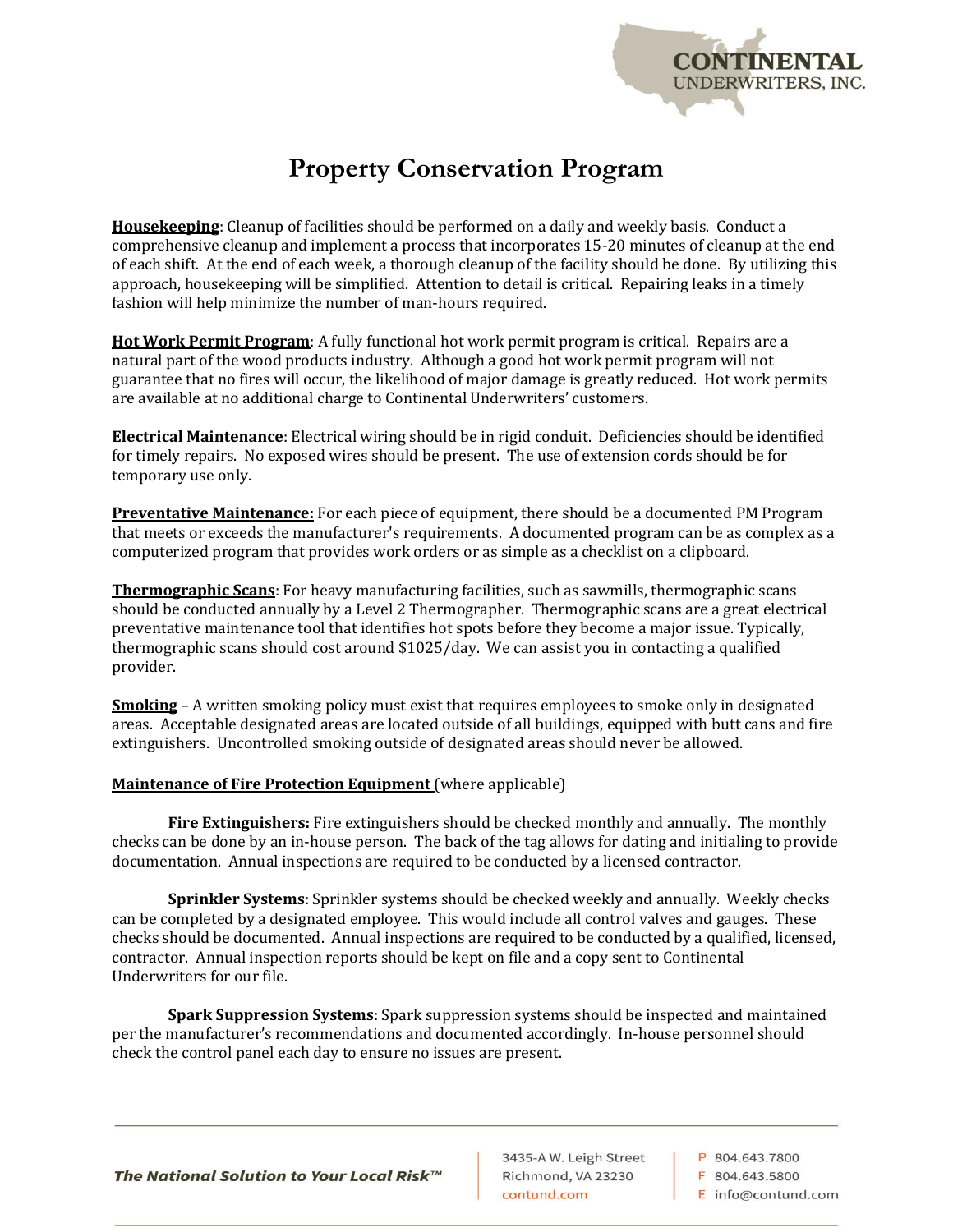# Property Conservation Program

**Housekeeping**: Cleanup of facilities should be performed on a daily and weekly basis. Conduct a comprehensive cleanup and implement a process that incorporates 15-20 minutes of cleanup at the end of each shift. At the end of each week, a thorough cleanup of the facility should be done. By utilizing this approach, housekeeping will be simplified. Attention to detail is critical. Repairing leaks in a timely fashion will help minimize the number of man-hours required.

**Hot Work Permit Program**: A fully functional hot work permit program is critical. Repairs are a natural part of the wood products industry. Although a good hot work permit program will not guarantee that no fires will occur, the likelihood of major damage is greatly reduced. Hot work permits are available at no additional charge to Continental Underwriters' customers.

**Electrical Maintenance**: Electrical wiring should be in rigid conduit. Deficiencies should be identified for timely repairs. No exposed wires should be present. The use of extension cords should be for temporary use only.

**Preventative Maintenance:** For each piece of equipment, there should be a documented PM Program that meets or exceeds the manufacturer's requirements. A documented program can be as complex as a computerized program that provides work orders or as simple as a checklist on a clipboard.

**Thermographic Scans**: For heavy manufacturing facilities, such as sawmills, thermographic scans should be conducted annually by a Level 2 Thermographer. Thermographic scans are a great electrical preventative maintenance tool that identifies hot spots before they become a major issue. Typically, thermographic scans should cost around $1025/day. We can assist you in contacting a qualified provider.

**Smoking** – A written smoking policy must exist that requires employees to smoke only in designated areas. Acceptable designated areas are located outside of all buildings, equipped with butt cans and fire extinguishers. Uncontrolled smoking outside of designated areas should never be allowed.

**Maintenance of Fire Protection Equipment** (where applicable)

**Fire Extinguishers:** Fire extinguishers should be checked monthly and annually. The monthly checks can be done by an in-house person. The back of the tag allows for dating and initialing to provide documentation. Annual inspections are required to be conducted by a licensed contractor.

**Sprinkler Systems**: Sprinkler systems should be checked weekly and annually. Weekly checks can be completed by a designated employee. This would include all control valves and gauges. These checks should be documented. Annual inspections are required to be conducted by a qualified, licensed, contractor. Annual inspection reports should be kept on file and a copy sent to Continental Underwriters for our file.

**Spark Suppression Systems**: Spark suppression systems should be inspected and maintained per the manufacturer's recommendations and documented accordingly. In-house personnel should check the control panel each day to ensure no issues are present.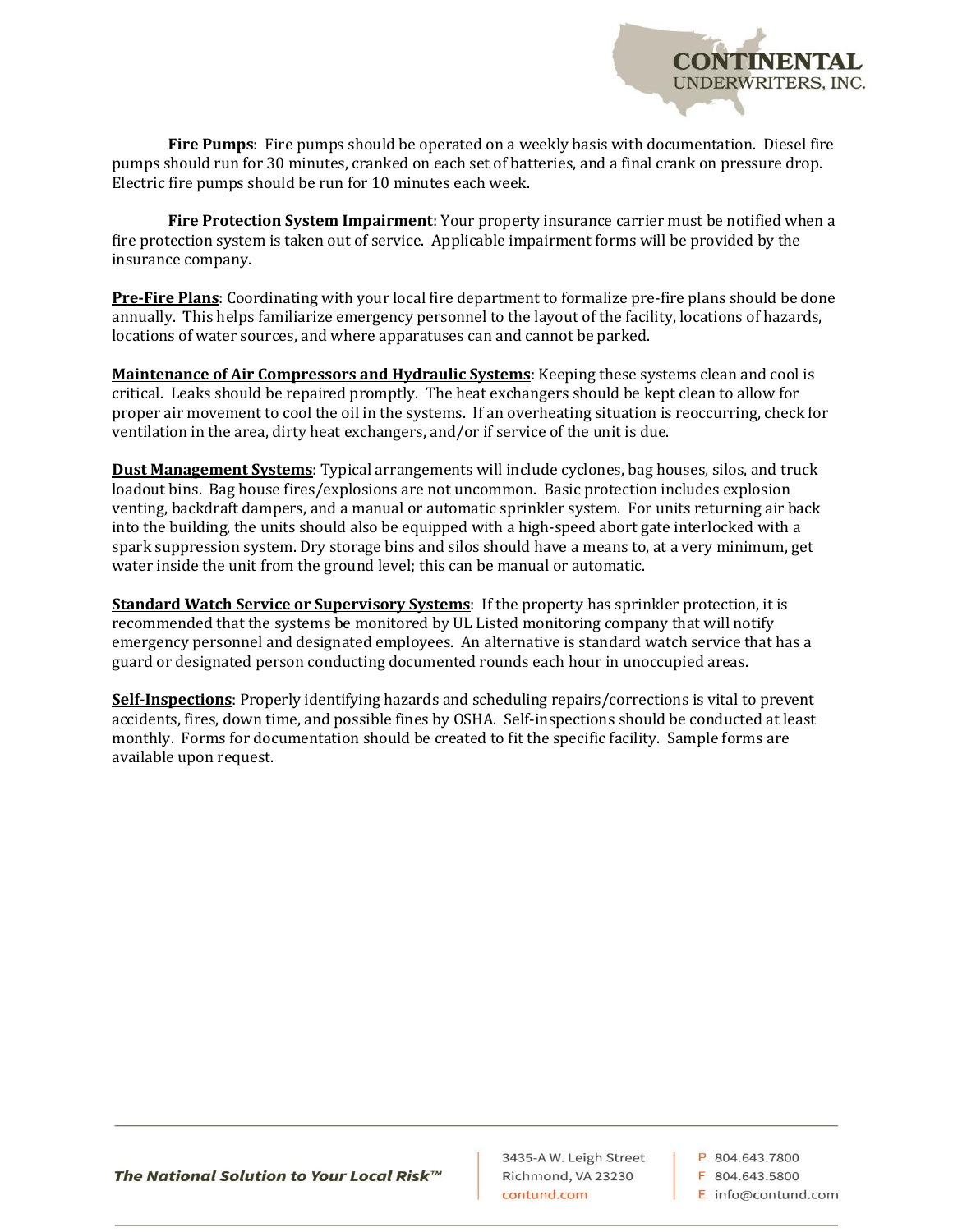**Fire Pumps**: Fire pumps should be operated on a weekly basis with documentation. Diesel fire pumps should run for 30 minutes, cranked on each set of batteries, and a final crank on pressure drop. Electric fire pumps should be run for 10 minutes each week.

**Fire Protection System Impairment**: Your property insurance carrier must be notified when a fire protection system is taken out of service. Applicable impairment forms will be provided by the insurance company.

**Pre-Fire Plans**: Coordinating with your local fire department to formalize pre-fire plans should be done annually. This helps familiarize emergency personnel to the layout of the facility, locations of hazards, locations of water sources, and where apparatuses can and cannot be parked.

**Maintenance of Air Compressors and Hydraulic Systems**: Keeping these systems clean and cool is critical. Leaks should be repaired promptly. The heat exchangers should be kept clean to allow for proper air movement to cool the oil in the systems. If an overheating situation is reoccurring, check for ventilation in the area, dirty heat exchangers, and/or if service of the unit is due.

**Dust Management Systems**: Typical arrangements will include cyclones, bag houses, silos, and truck loadout bins. Bag house fires/explosions are not uncommon. Basic protection includes explosion venting, backdraft dampers, and a manual or automatic sprinkler system. For units returning air back into the building, the units should also be equipped with a high-speed abort gate interlocked with a spark suppression system. Dry storage bins and silos should have a means to, at a very minimum, get water inside the unit from the ground level; this can be manual or automatic.

**Standard Watch Service or Supervisory Systems**: If the property has sprinkler protection, it is recommended that the systems be monitored by UL Listed monitoring company that will notify emergency personnel and designated employees. An alternative is standard watch service that has a guard or designated person conducting documented rounds each hour in unoccupied areas.

**Self-Inspections**: Properly identifying hazards and scheduling repairs/corrections is vital to prevent accidents, fires, down time, and possible fines by OSHA. Self-inspections should be conducted at least monthly. Forms for documentation should be created to fit the specific facility. Sample forms are available upon request.